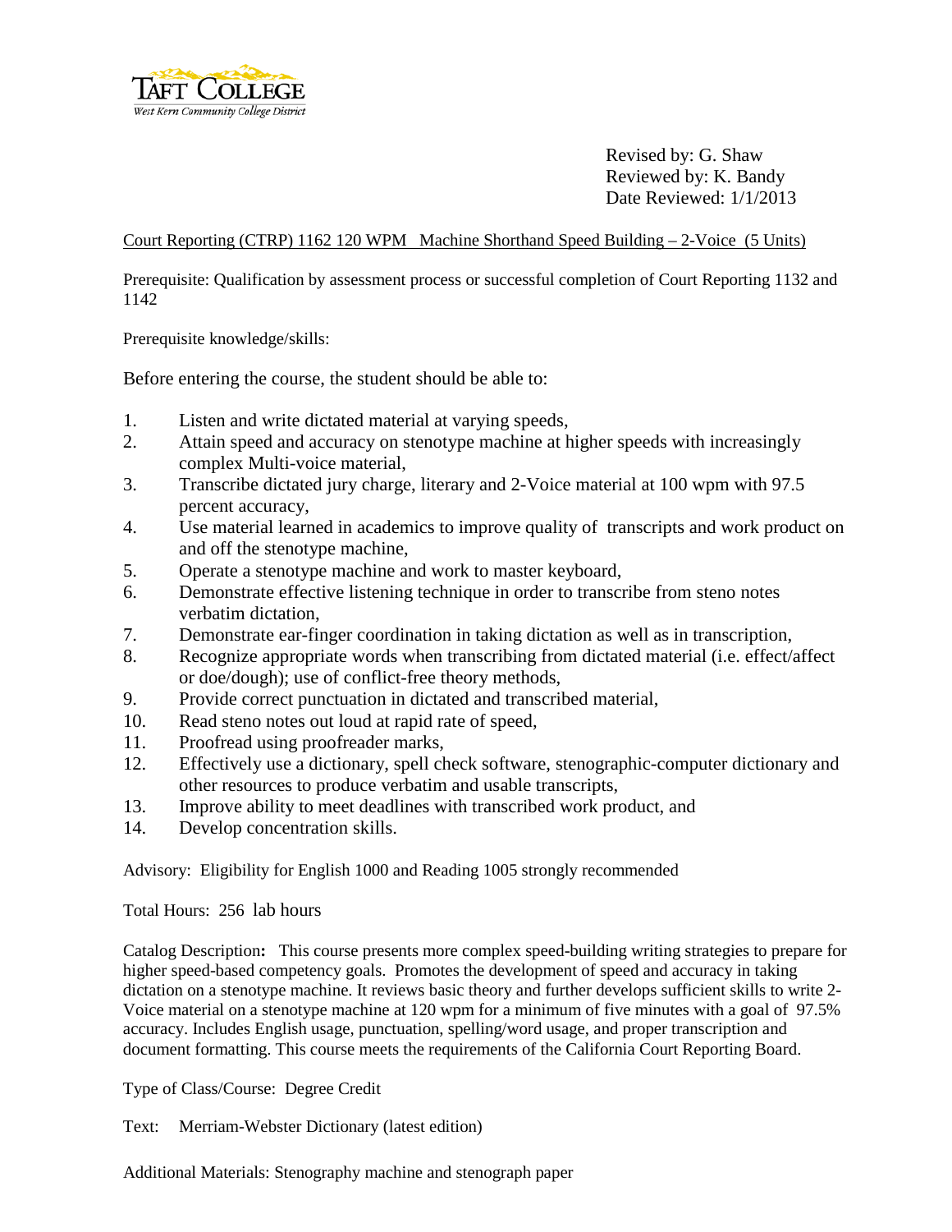TAFT COLLEGE
West Kern Community College District

Revised by: G. Shaw
Reviewed by: K. Bandy
Date Reviewed: 1/1/2013

Court Reporting (CTRP) 1162 120 WPM Machine Shorthand Speed Building – 2-Voice (5 Units)

Prerequisite: Qualification by assessment process or successful completion of Court Reporting 1132 and 1142

Prerequisite knowledge/skills:

Before entering the course, the student should be able to:

1. Listen and write dictated material at varying speeds,
2. Attain speed and accuracy on stenotype machine at higher speeds with increasingly complex Multi-voice material,
3. Transcribe dictated jury charge, literary and 2-Voice material at 100 wpm with 97.5 percent accuracy,
4. Use material learned in academics to improve quality of transcripts and work product on and off the stenotype machine,
5. Operate a stenotype machine and work to master keyboard,
6. Demonstrate effective listening technique in order to transcribe from steno notes verbatim dictation,
7. Demonstrate ear-finger coordination in taking dictation as well as in transcription,
8. Recognize appropriate words when transcribing from dictated material (i.e. effect/affect or doe/dough); use of conflict-free theory methods,
9. Provide correct punctuation in dictated and transcribed material,
10. Read steno notes out loud at rapid rate of speed,
11. Proofread using proofreader marks,
12. Effectively use a dictionary, spell check software, stenographic-computer dictionary and other resources to produce verbatim and usable transcripts,
13. Improve ability to meet deadlines with transcribed work product, and
14. Develop concentration skills.

Advisory: Eligibility for English 1000 and Reading 1005 strongly recommended

Total Hours: 256 lab hours

Catalog Description**:** This course presents more complex speed-building writing strategies to prepare for higher speed-based competency goals. Promotes the development of speed and accuracy in taking dictation on a stenotype machine. It reviews basic theory and further develops sufficient skills to write 2-Voice material on a stenotype machine at 120 wpm for a minimum of five minutes with a goal of 97.5% accuracy. Includes English usage, punctuation, spelling/word usage, and proper transcription and document formatting. This course meets the requirements of the California Court Reporting Board.

Type of Class/Course: Degree Credit

Text: Merriam-Webster Dictionary (latest edition)

Additional Materials: Stenography machine and stenograph paper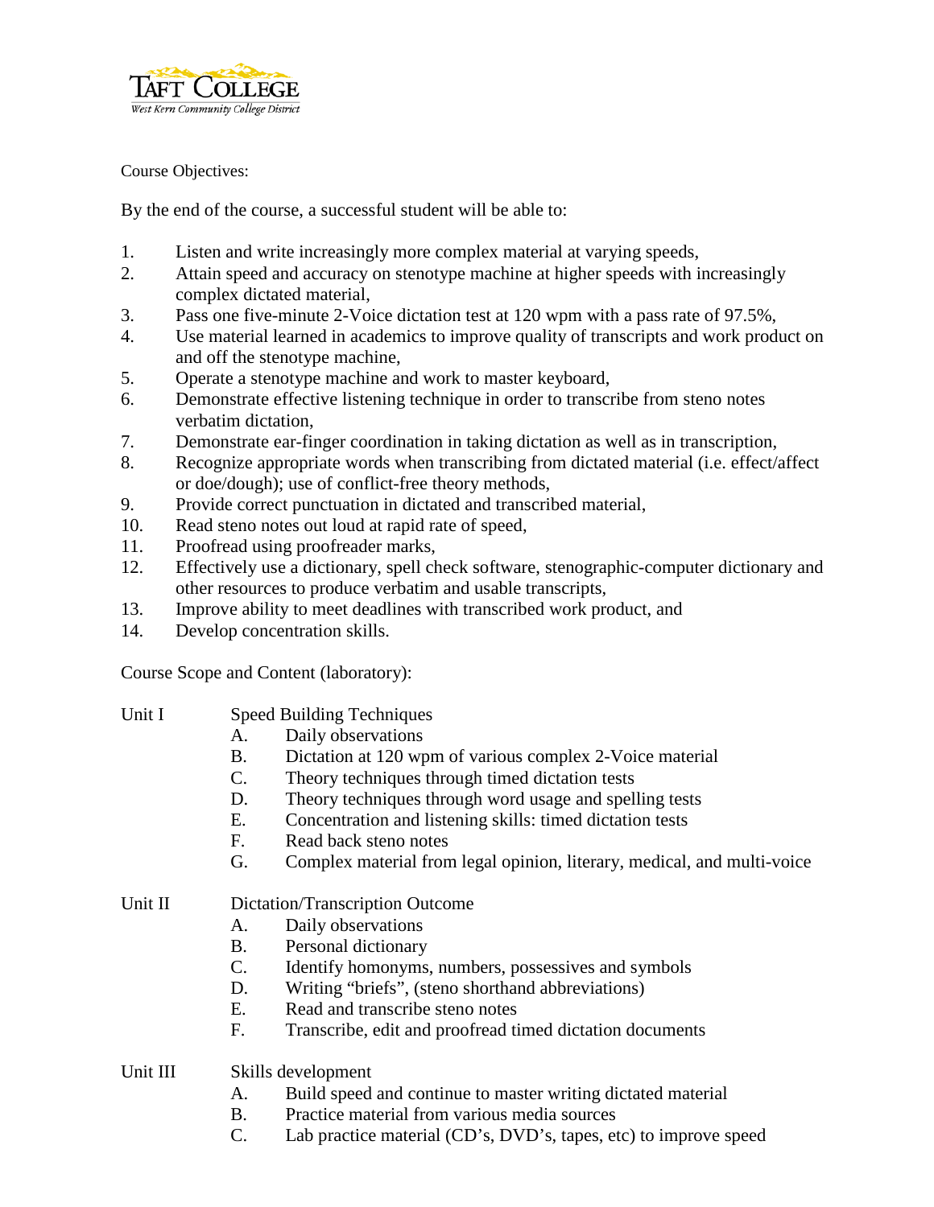Course Objectives:

By the end of the course, a successful student will be able to:

1. Listen and write increasingly more complex material at varying speeds,
2. Attain speed and accuracy on stenotype machine at higher speeds with increasingly complex dictated material,
3. Pass one five-minute 2-Voice dictation test at 120 wpm with a pass rate of 97.5%,
4. Use material learned in academics to improve quality of transcripts and work product on and off the stenotype machine,
5. Operate a stenotype machine and work to master keyboard,
6. Demonstrate effective listening technique in order to transcribe from steno notes verbatim dictation,
7. Demonstrate ear-finger coordination in taking dictation as well as in transcription,
8. Recognize appropriate words when transcribing from dictated material (i.e. effect/affect or doe/dough); use of conflict-free theory methods,
9. Provide correct punctuation in dictated and transcribed material,
10. Read steno notes out loud at rapid rate of speed,
11. Proofread using proofreader marks,
12. Effectively use a dictionary, spell check software, stenographic-computer dictionary and other resources to produce verbatim and usable transcripts,
13. Improve ability to meet deadlines with transcribed work product, and
14. Develop concentration skills.

Course Scope and Content (laboratory):

Unit I — Speed Building Techniques

- A. Daily observations
- B. Dictation at 120 wpm of various complex 2-Voice material
- C. Theory techniques through timed dictation tests
- D. Theory techniques through word usage and spelling tests
- E. Concentration and listening skills: timed dictation tests
- F. Read back steno notes
- G. Complex material from legal opinion, literary, medical, and multi-voice

Unit II — Dictation/Transcription Outcome

- A. Daily observations
- B. Personal dictionary
- C. Identify homonyms, numbers, possessives and symbols
- D. Writing "briefs", (steno shorthand abbreviations)
- E. Read and transcribe steno notes
- F. Transcribe, edit and proofread timed dictation documents

Unit III — Skills development

- A. Build speed and continue to master writing dictated material
- B. Practice material from various media sources
- C. Lab practice material (CD's, DVD's, tapes, etc) to improve speed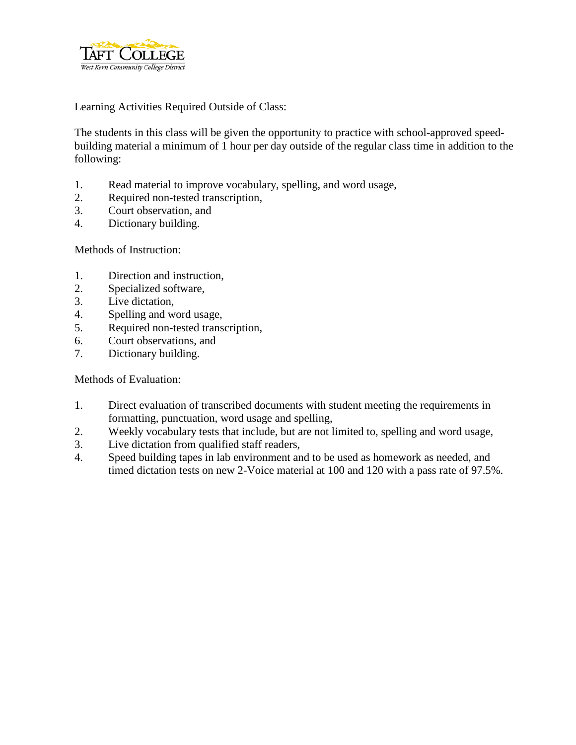Learning Activities Required Outside of Class:

The students in this class will be given the opportunity to practice with school-approved speed-building material a minimum of 1 hour per day outside of the regular class time in addition to the following:

1. Read material to improve vocabulary, spelling, and word usage,
2. Required non-tested transcription,
3. Court observation, and
4. Dictionary building.

Methods of Instruction:

1. Direction and instruction,
2. Specialized software,
3. Live dictation,
4. Spelling and word usage,
5. Required non-tested transcription,
6. Court observations, and
7. Dictionary building.

Methods of Evaluation:

1. Direct evaluation of transcribed documents with student meeting the requirements in formatting, punctuation, word usage and spelling,
2. Weekly vocabulary tests that include, but are not limited to, spelling and word usage,
3. Live dictation from qualified staff readers,
4. Speed building tapes in lab environment and to be used as homework as needed, and timed dictation tests on new 2-Voice material at 100 and 120 with a pass rate of 97.5%.